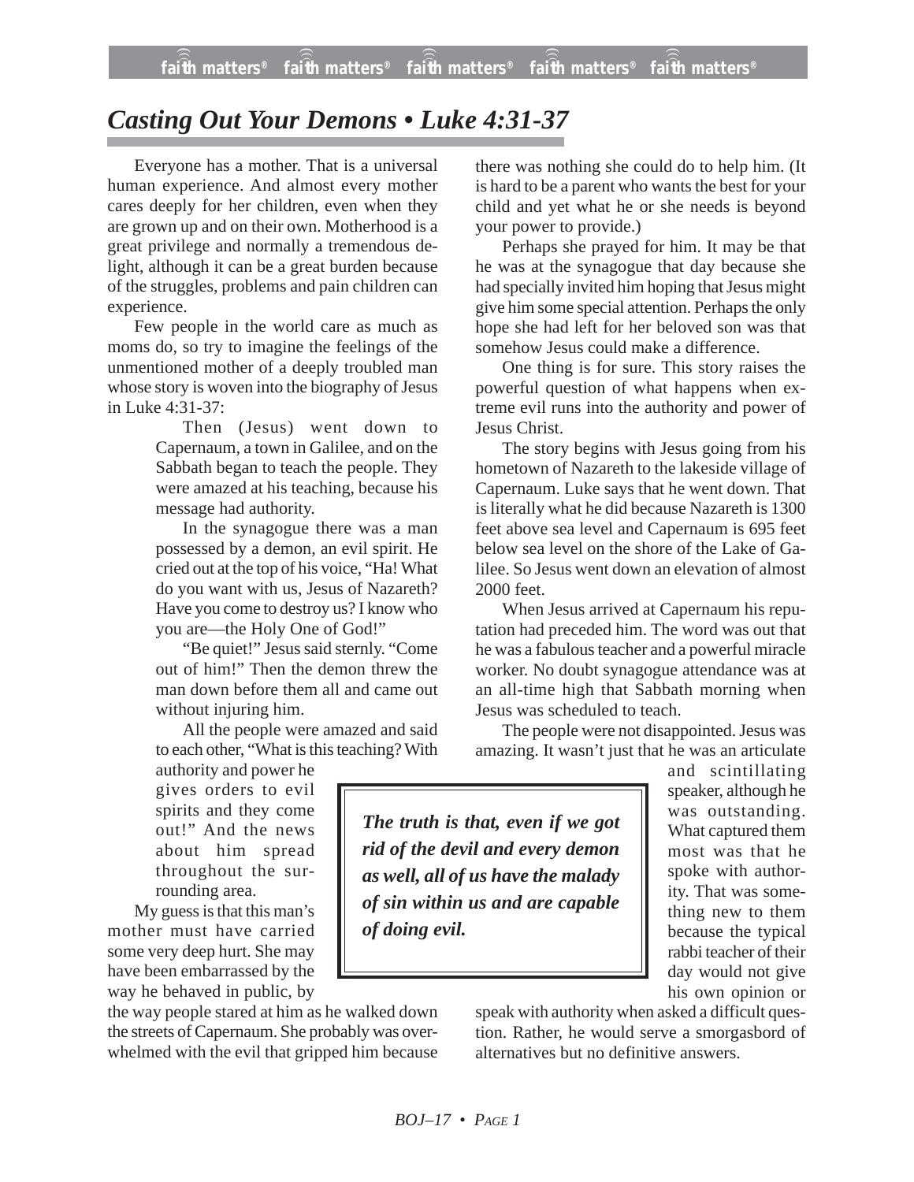# Casting Out Your Demons • Luke 4:31-37

Everyone has a mother. That is a universal human experience. And almost every mother cares deeply for her children, even when they are grown up and on their own. Motherhood is a great privilege and normally a tremendous delight, although it can be a great burden because of the struggles, problems and pain children can experience.

Few people in the world care as much as moms do, so try to imagine the feelings of the unmentioned mother of a deeply troubled man whose story is woven into the biography of Jesus in Luke 4:31-37:

> Then (Jesus) went down to Capernaum, a town in Galilee, and on the Sabbath began to teach the people. They were amazed at his teaching, because his message had authority.
>
> In the synagogue there was a man possessed by a demon, an evil spirit. He cried out at the top of his voice, "Ha! What do you want with us, Jesus of Nazareth? Have you come to destroy us? I know who you are—the Holy One of God!"
>
> "Be quiet!" Jesus said sternly. "Come out of him!" Then the demon threw the man down before them all and came out without injuring him.
>
> All the people were amazed and said to each other, "What is this teaching? With authority and power he gives orders to evil spirits and they come out!" And the news about him spread throughout the surrounding area.

My guess is that this man's mother must have carried some very deep hurt. She may have been embarrassed by the way he behaved in public, by the way people stared at him as he walked down the streets of Capernaum. She probably was overwhelmed with the evil that gripped him because there was nothing she could do to help him. (It is hard to be a parent who wants the best for your child and yet what he or she needs is beyond your power to provide.)

Perhaps she prayed for him. It may be that he was at the synagogue that day because she had specially invited him hoping that Jesus might give him some special attention. Perhaps the only hope she had left for her beloved son was that somehow Jesus could make a difference.

One thing is for sure. This story raises the powerful question of what happens when extreme evil runs into the authority and power of Jesus Christ.

The story begins with Jesus going from his hometown of Nazareth to the lakeside village of Capernaum. Luke says that he went down. That is literally what he did because Nazareth is 1300 feet above sea level and Capernaum is 695 feet below sea level on the shore of the Lake of Galilee. So Jesus went down an elevation of almost 2000 feet.

When Jesus arrived at Capernaum his reputation had preceded him. The word was out that he was a fabulous teacher and a powerful miracle worker. No doubt synagogue attendance was at an all-time high that Sabbath morning when Jesus was scheduled to teach.

The people were not disappointed. Jesus was amazing. It wasn't just that he was an articulate and scintillating speaker, although he was outstanding. What captured them most was that he spoke with authority. That was something new to them because the typical rabbi teacher of their day would not give his own opinion or speak with authority when asked a difficult question. Rather, he would serve a smorgasbord of alternatives but no definitive answers.

> ***The truth is that, even if we got rid of the devil and every demon as well, all of us have the malady of sin within us and are capable of doing evil.***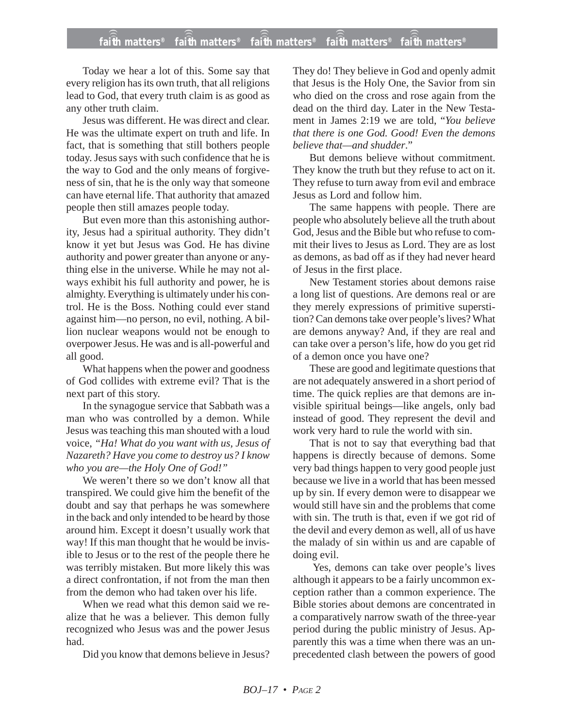Today we hear a lot of this. Some say that every religion has its own truth, that all religions lead to God, that every truth claim is as good as any other truth claim.

Jesus was different. He was direct and clear. He was the ultimate expert on truth and life. In fact, that is something that still bothers people today. Jesus says with such confidence that he is the way to God and the only means of forgiveness of sin, that he is the only way that someone can have eternal life. That authority that amazed people then still amazes people today.

But even more than this astonishing authority, Jesus had a spiritual authority. They didn't know it yet but Jesus was God. He has divine authority and power greater than anyone or anything else in the universe. While he may not always exhibit his full authority and power, he is almighty. Everything is ultimately under his control. He is the Boss. Nothing could ever stand against him—no person, no evil, nothing. A billion nuclear weapons would not be enough to overpower Jesus. He was and is all-powerful and all good.

What happens when the power and goodness of God collides with extreme evil? That is the next part of this story.

In the synagogue service that Sabbath was a man who was controlled by a demon. While Jesus was teaching this man shouted with a loud voice, *"Ha! What do you want with us, Jesus of Nazareth? Have you come to destroy us? I know who you are—the Holy One of God!"*

We weren't there so we don't know all that transpired. We could give him the benefit of the doubt and say that perhaps he was somewhere in the back and only intended to be heard by those around him. Except it doesn't usually work that way! If this man thought that he would be invisible to Jesus or to the rest of the people there he was terribly mistaken. But more likely this was a direct confrontation, if not from the man then from the demon who had taken over his life.

When we read what this demon said we realize that he was a believer. This demon fully recognized who Jesus was and the power Jesus had.

Did you know that demons believe in Jesus? They do! They believe in God and openly admit that Jesus is the Holy One, the Savior from sin who died on the cross and rose again from the dead on the third day. Later in the New Testament in James 2:19 we are told, "*You believe that there is one God. Good! Even the demons believe that—and shudder*."

But demons believe without commitment. They know the truth but they refuse to act on it. They refuse to turn away from evil and embrace Jesus as Lord and follow him.

The same happens with people. There are people who absolutely believe all the truth about God, Jesus and the Bible but who refuse to commit their lives to Jesus as Lord. They are as lost as demons, as bad off as if they had never heard of Jesus in the first place.

New Testament stories about demons raise a long list of questions. Are demons real or are they merely expressions of primitive superstition? Can demons take over people's lives? What are demons anyway? And, if they are real and can take over a person's life, how do you get rid of a demon once you have one?

These are good and legitimate questions that are not adequately answered in a short period of time. The quick replies are that demons are invisible spiritual beings—like angels, only bad instead of good. They represent the devil and work very hard to rule the world with sin.

That is not to say that everything bad that happens is directly because of demons. Some very bad things happen to very good people just because we live in a world that has been messed up by sin. If every demon were to disappear we would still have sin and the problems that come with sin. The truth is that, even if we got rid of the devil and every demon as well, all of us have the malady of sin within us and are capable of doing evil.

Yes, demons can take over people's lives although it appears to be a fairly uncommon exception rather than a common experience. The Bible stories about demons are concentrated in a comparatively narrow swath of the three-year period during the public ministry of Jesus. Apparently this was a time when there was an unprecedented clash between the powers of good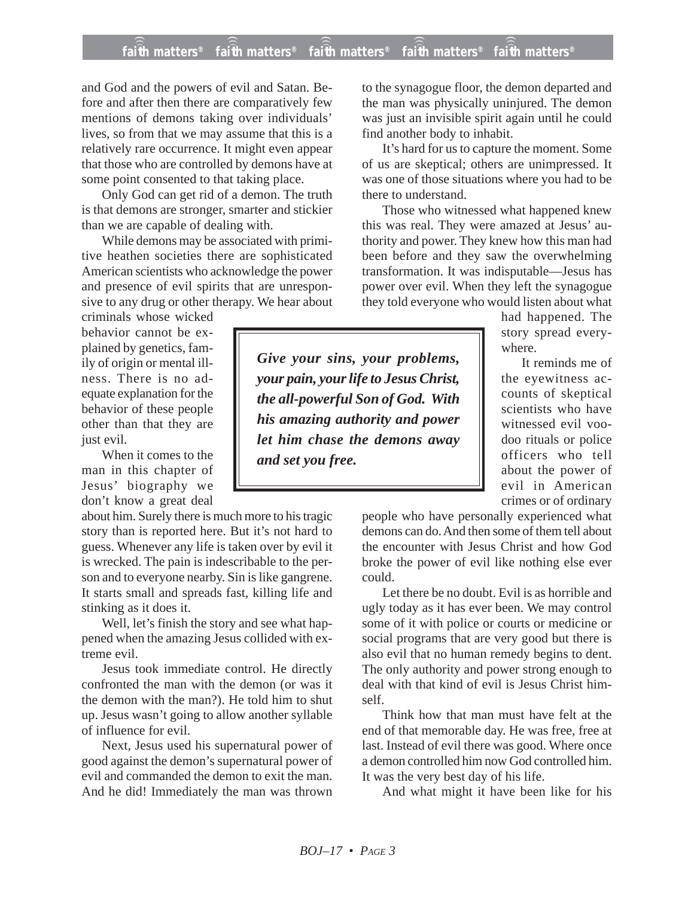and God and the powers of evil and Satan. Before and after then there are comparatively few mentions of demons taking over individuals' lives, so from that we may assume that this is a relatively rare occurrence. It might even appear that those who are controlled by demons have at some point consented to that taking place.

Only God can get rid of a demon. The truth is that demons are stronger, smarter and stickier than we are capable of dealing with.

While demons may be associated with primitive heathen societies there are sophisticated American scientists who acknowledge the power and presence of evil spirits that are unresponsive to any drug or other therapy. We hear about criminals whose wicked behavior cannot be explained by genetics, family of origin or mental illness. There is no adequate explanation for the behavior of these people other than that they are just evil.

When it comes to the man in this chapter of Jesus' biography we don't know a great deal about him. Surely there is much more to his tragic story than is reported here. But it's not hard to guess. Whenever any life is taken over by evil it is wrecked. The pain is indescribable to the person and to everyone nearby. Sin is like gangrene. It starts small and spreads fast, killing life and stinking as it does it.

Well, let's finish the story and see what happened when the amazing Jesus collided with extreme evil.

Jesus took immediate control. He directly confronted the man with the demon (or was it the demon with the man?). He told him to shut up. Jesus wasn't going to allow another syllable of influence for evil.

Next, Jesus used his supernatural power of good against the demon's supernatural power of evil and commanded the demon to exit the man. And he did! Immediately the man was thrown to the synagogue floor, the demon departed and the man was physically uninjured. The demon was just an invisible spirit again until he could find another body to inhabit.

It's hard for us to capture the moment. Some of us are skeptical; others are unimpressed. It was one of those situations where you had to be there to understand.

Those who witnessed what happened knew this was real. They were amazed at Jesus' authority and power. They knew how this man had been before and they saw the overwhelming transformation. It was indisputable—Jesus has power over evil. When they left the synagogue they told everyone who would listen about what had happened. The story spread everywhere.

> ***Give your sins, your problems, your pain, your life to Jesus Christ, the all-powerful Son of God. With his amazing authority and power let him chase the demons away and set you free.***

It reminds me of the eyewitness accounts of skeptical scientists who have witnessed evil voodoo rituals or police officers who tell about the power of evil in American crimes or of ordinary people who have personally experienced what demons can do. And then some of them tell about the encounter with Jesus Christ and how God broke the power of evil like nothing else ever could.

Let there be no doubt. Evil is as horrible and ugly today as it has ever been. We may control some of it with police or courts or medicine or social programs that are very good but there is also evil that no human remedy begins to dent. The only authority and power strong enough to deal with that kind of evil is Jesus Christ himself.

Think how that man must have felt at the end of that memorable day. He was free, free at last. Instead of evil there was good. Where once a demon controlled him now God controlled him. It was the very best day of his life.

And what might it have been like for his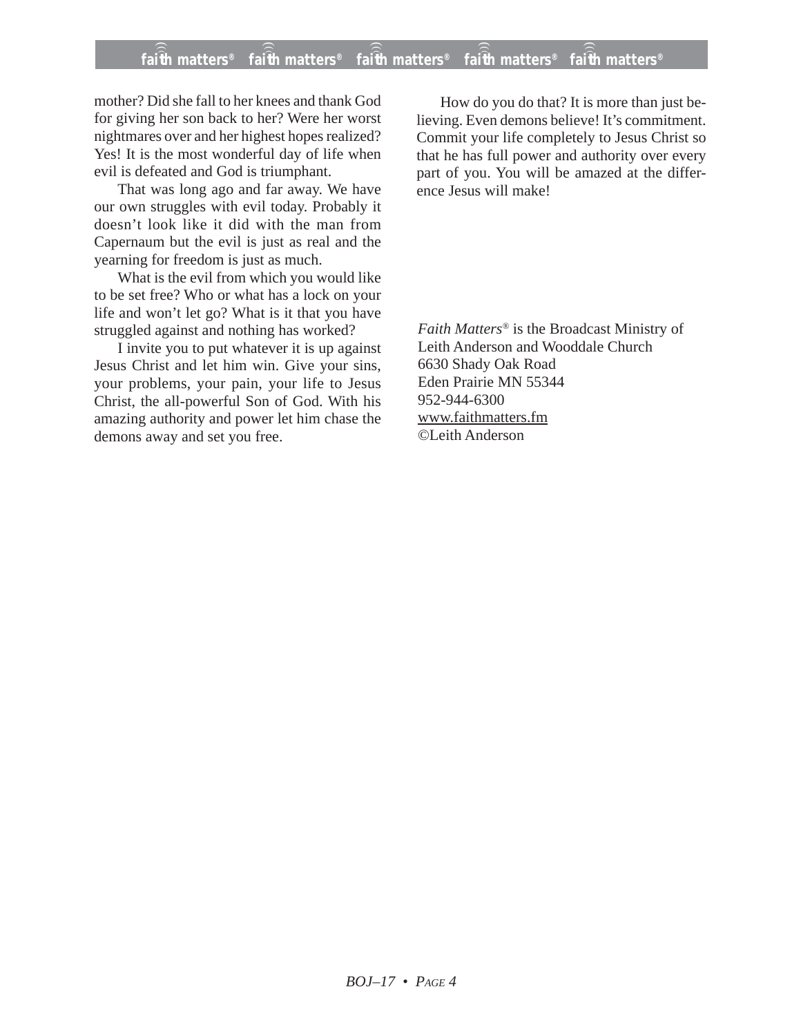mother? Did she fall to her knees and thank God for giving her son back to her? Were her worst nightmares over and her highest hopes realized? Yes! It is the most wonderful day of life when evil is defeated and God is triumphant.

That was long ago and far away. We have our own struggles with evil today. Probably it doesn't look like it did with the man from Capernaum but the evil is just as real and the yearning for freedom is just as much.

What is the evil from which you would like to be set free? Who or what has a lock on your life and won't let go? What is it that you have struggled against and nothing has worked?

I invite you to put whatever it is up against Jesus Christ and let him win. Give your sins, your problems, your pain, your life to Jesus Christ, the all-powerful Son of God. With his amazing authority and power let him chase the demons away and set you free.

How do you do that? It is more than just believing. Even demons believe! It's commitment. Commit your life completely to Jesus Christ so that he has full power and authority over every part of you. You will be amazed at the difference Jesus will make!

*Faith Matters*® is the Broadcast Ministry of
Leith Anderson and Wooddale Church
6630 Shady Oak Road
Eden Prairie MN 55344
952-944-6300
www.faithmatters.fm
©Leith Anderson